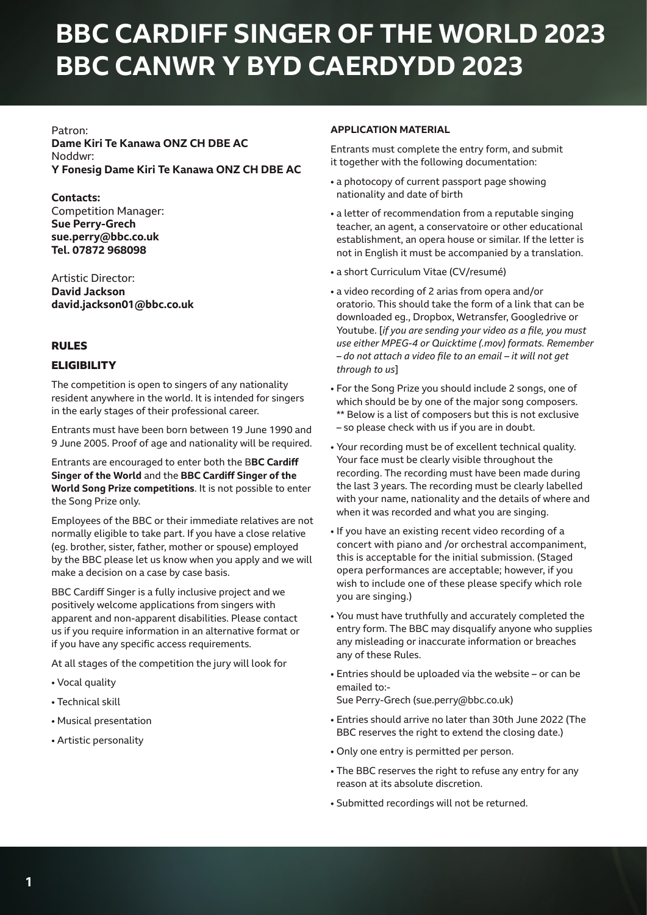# BBC CARDIFF SINGER OF THE WORLD 2023
# BBC CANWR Y BYD CAERDYDD 2023

Patron:
**Dame Kiri Te Kanawa ONZ CH DBE AC**
Noddwr:
**Y Fonesig Dame Kiri Te Kanawa ONZ CH DBE AC**

**Contacts:**
Competition Manager:
**Sue Perry-Grech**
**sue.perry@bbc.co.uk**
**Tel. 07872 968098**

Artistic Director:
**David Jackson**
**david.jackson01@bbc.co.uk**

## RULES

### ELIGIBILITY

The competition is open to singers of any nationality resident anywhere in the world. It is intended for singers in the early stages of their professional career.

Entrants must have been born between 19 June 1990 and 9 June 2005. Proof of age and nationality will be required.

Entrants are encouraged to enter both the B**BC Cardiff Singer of the World** and the **BBC Cardiff Singer of the World Song Prize competitions**. It is not possible to enter the Song Prize only.

Employees of the BBC or their immediate relatives are not normally eligible to take part. If you have a close relative (eg. brother, sister, father, mother or spouse) employed by the BBC please let us know when you apply and we will make a decision on a case by case basis.

BBC Cardiff Singer is a fully inclusive project and we positively welcome applications from singers with apparent and non-apparent disabilities. Please contact us if you require information in an alternative format or if you have any specific access requirements.

At all stages of the competition the jury will look for

- Vocal quality
- Technical skill
- Musical presentation
- Artistic personality

### APPLICATION MATERIAL

Entrants must complete the entry form, and submit it together with the following documentation:

- a photocopy of current passport page showing nationality and date of birth
- a letter of recommendation from a reputable singing teacher, an agent, a conservatoire or other educational establishment, an opera house or similar. If the letter is not in English it must be accompanied by a translation.
- a short Curriculum Vitae (CV/resumé)
- a video recording of 2 arias from opera and/or oratorio. This should take the form of a link that can be downloaded eg., Dropbox, Wetransfer, Googledrive or Youtube. [*if you are sending your video as a file, you must use either MPEG-4 or Quicktime (.mov) formats. Remember – do not attach a video file to an email – it will not get through to us*]
- For the Song Prize you should include 2 songs, one of which should be by one of the major song composers. ** Below is a list of composers but this is not exclusive – so please check with us if you are in doubt.
- Your recording must be of excellent technical quality. Your face must be clearly visible throughout the recording. The recording must have been made during the last 3 years. The recording must be clearly labelled with your name, nationality and the details of where and when it was recorded and what you are singing.
- If you have an existing recent video recording of a concert with piano and /or orchestral accompaniment, this is acceptable for the initial submission. (Staged opera performances are acceptable; however, if you wish to include one of these please specify which role you are singing.)
- You must have truthfully and accurately completed the entry form. The BBC may disqualify anyone who supplies any misleading or inaccurate information or breaches any of these Rules.
- Entries should be uploaded via the website – or can be emailed to:-
  Sue Perry-Grech (sue.perry@bbc.co.uk)
- Entries should arrive no later than 30th June 2022 (The BBC reserves the right to extend the closing date.)
- Only one entry is permitted per person.
- The BBC reserves the right to refuse any entry for any reason at its absolute discretion.
- Submitted recordings will not be returned.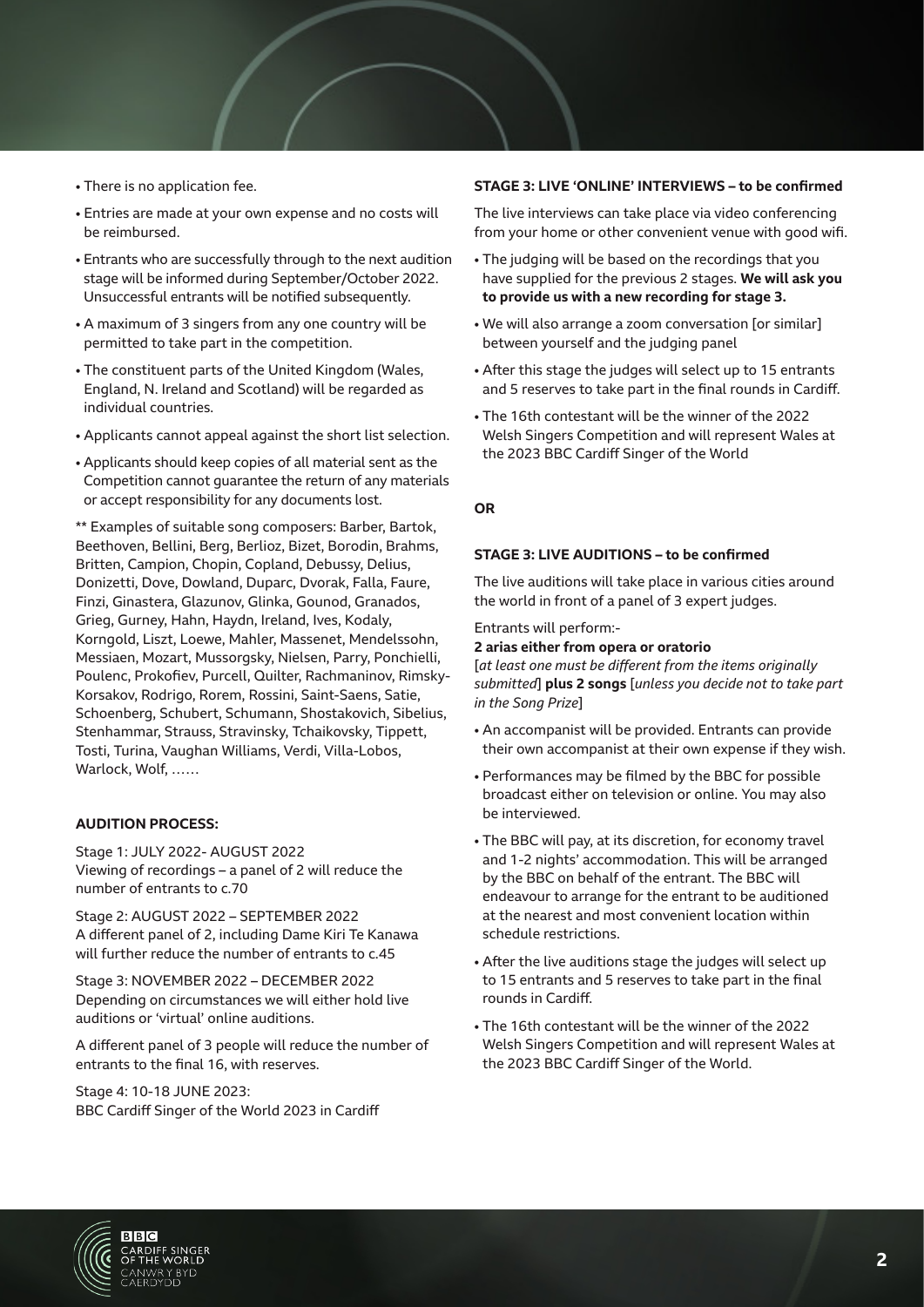- There is no application fee.
- Entries are made at your own expense and no costs will be reimbursed.
- Entrants who are successfully through to the next audition stage will be informed during September/October 2022. Unsuccessful entrants will be notified subsequently.
- A maximum of 3 singers from any one country will be permitted to take part in the competition.
- The constituent parts of the United Kingdom (Wales, England, N. Ireland and Scotland) will be regarded as individual countries.
- Applicants cannot appeal against the short list selection.
- Applicants should keep copies of all material sent as the Competition cannot guarantee the return of any materials or accept responsibility for any documents lost.

** Examples of suitable song composers: Barber, Bartok, Beethoven, Bellini, Berg, Berlioz, Bizet, Borodin, Brahms, Britten, Campion, Chopin, Copland, Debussy, Delius, Donizetti, Dove, Dowland, Duparc, Dvorak, Falla, Faure, Finzi, Ginastera, Glazunov, Glinka, Gounod, Granados, Grieg, Gurney, Hahn, Haydn, Ireland, Ives, Kodaly, Korngold, Liszt, Loewe, Mahler, Massenet, Mendelssohn, Messiaen, Mozart, Mussorgsky, Nielsen, Parry, Ponchielli, Poulenc, Prokofiev, Purcell, Quilter, Rachmaninov, Rimsky-Korsakov, Rodrigo, Rorem, Rossini, Saint-Saens, Satie, Schoenberg, Schubert, Schumann, Shostakovich, Sibelius, Stenhammar, Strauss, Stravinsky, Tchaikovsky, Tippett, Tosti, Turina, Vaughan Williams, Verdi, Villa-Lobos, Warlock, Wolf, ……

**AUDITION PROCESS:**

Stage 1: JULY 2022- AUGUST 2022
Viewing of recordings – a panel of 2 will reduce the number of entrants to c.70

Stage 2: AUGUST 2022 – SEPTEMBER 2022
A different panel of 2, including Dame Kiri Te Kanawa will further reduce the number of entrants to c.45

Stage 3: NOVEMBER 2022 – DECEMBER 2022
Depending on circumstances we will either hold live auditions or 'virtual' online auditions.

A different panel of 3 people will reduce the number of entrants to the final 16, with reserves.

Stage 4: 10-18 JUNE 2023:
BBC Cardiff Singer of the World 2023 in Cardiff

**STAGE 3: LIVE 'ONLINE' INTERVIEWS – to be confirmed**

The live interviews can take place via video conferencing from your home or other convenient venue with good wifi.

- The judging will be based on the recordings that you have supplied for the previous 2 stages. **We will ask you to provide us with a new recording for stage 3.**
- We will also arrange a zoom conversation [or similar] between yourself and the judging panel
- After this stage the judges will select up to 15 entrants and 5 reserves to take part in the final rounds in Cardiff.
- The 16th contestant will be the winner of the 2022 Welsh Singers Competition and will represent Wales at the 2023 BBC Cardiff Singer of the World

**OR**

**STAGE 3: LIVE AUDITIONS – to be confirmed**

The live auditions will take place in various cities around the world in front of a panel of 3 expert judges.

Entrants will perform:-
**2 arias either from opera or oratorio**
[*at least one must be different from the items originally submitted*] **plus 2 songs** [*unless you decide not to take part in the Song Prize*]

- An accompanist will be provided. Entrants can provide their own accompanist at their own expense if they wish.
- Performances may be filmed by the BBC for possible broadcast either on television or online. You may also be interviewed.
- The BBC will pay, at its discretion, for economy travel and 1-2 nights' accommodation. This will be arranged by the BBC on behalf of the entrant. The BBC will endeavour to arrange for the entrant to be auditioned at the nearest and most convenient location within schedule restrictions.
- After the live auditions stage the judges will select up to 15 entrants and 5 reserves to take part in the final rounds in Cardiff.
- The 16th contestant will be the winner of the 2022 Welsh Singers Competition and will represent Wales at the 2023 BBC Cardiff Singer of the World.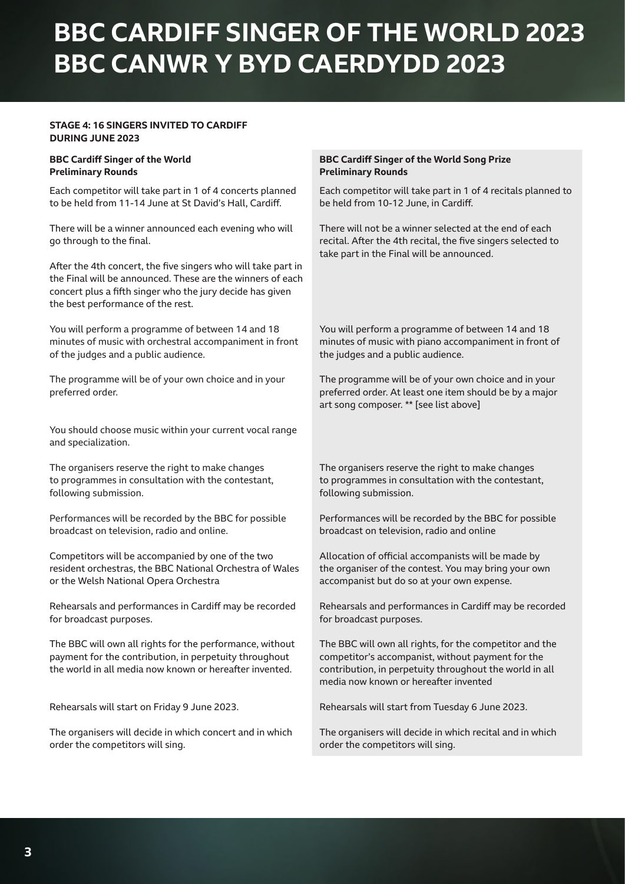# BBC CARDIFF SINGER OF THE WORLD 2023
# BBC CANWR Y BYD CAERDYDD 2023

**STAGE 4: 16 SINGERS INVITED TO CARDIFF DURING JUNE 2023**

### BBC Cardiff Singer of the World Preliminary Rounds

Each competitor will take part in 1 of 4 concerts planned to be held from 11-14 June at St David's Hall, Cardiff.

There will be a winner announced each evening who will go through to the final.

After the 4th concert, the five singers who will take part in the Final will be announced. These are the winners of each concert plus a fifth singer who the jury decide has given the best performance of the rest.

You will perform a programme of between 14 and 18 minutes of music with orchestral accompaniment in front of the judges and a public audience.

The programme will be of your own choice and in your preferred order.

You should choose music within your current vocal range and specialization.

The organisers reserve the right to make changes to programmes in consultation with the contestant, following submission.

Performances will be recorded by the BBC for possible broadcast on television, radio and online.

Competitors will be accompanied by one of the two resident orchestras, the BBC National Orchestra of Wales or the Welsh National Opera Orchestra

Rehearsals and performances in Cardiff may be recorded for broadcast purposes.

The BBC will own all rights for the performance, without payment for the contribution, in perpetuity throughout the world in all media now known or hereafter invented.

Rehearsals will start on Friday 9 June 2023.

The organisers will decide in which concert and in which order the competitors will sing.

### BBC Cardiff Singer of the World Song Prize Preliminary Rounds

Each competitor will take part in 1 of 4 recitals planned to be held from 10-12 June, in Cardiff.

There will not be a winner selected at the end of each recital. After the 4th recital, the five singers selected to take part in the Final will be announced.

You will perform a programme of between 14 and 18 minutes of music with piano accompaniment in front of the judges and a public audience.

The programme will be of your own choice and in your preferred order. At least one item should be by a major art song composer. ** [see list above]

The organisers reserve the right to make changes to programmes in consultation with the contestant, following submission.

Performances will be recorded by the BBC for possible broadcast on television, radio and online

Allocation of official accompanists will be made by the organiser of the contest. You may bring your own accompanist but do so at your own expense.

Rehearsals and performances in Cardiff may be recorded for broadcast purposes.

The BBC will own all rights, for the competitor and the competitor's accompanist, without payment for the contribution, in perpetuity throughout the world in all media now known or hereafter invented

Rehearsals will start from Tuesday 6 June 2023.

The organisers will decide in which recital and in which order the competitors will sing.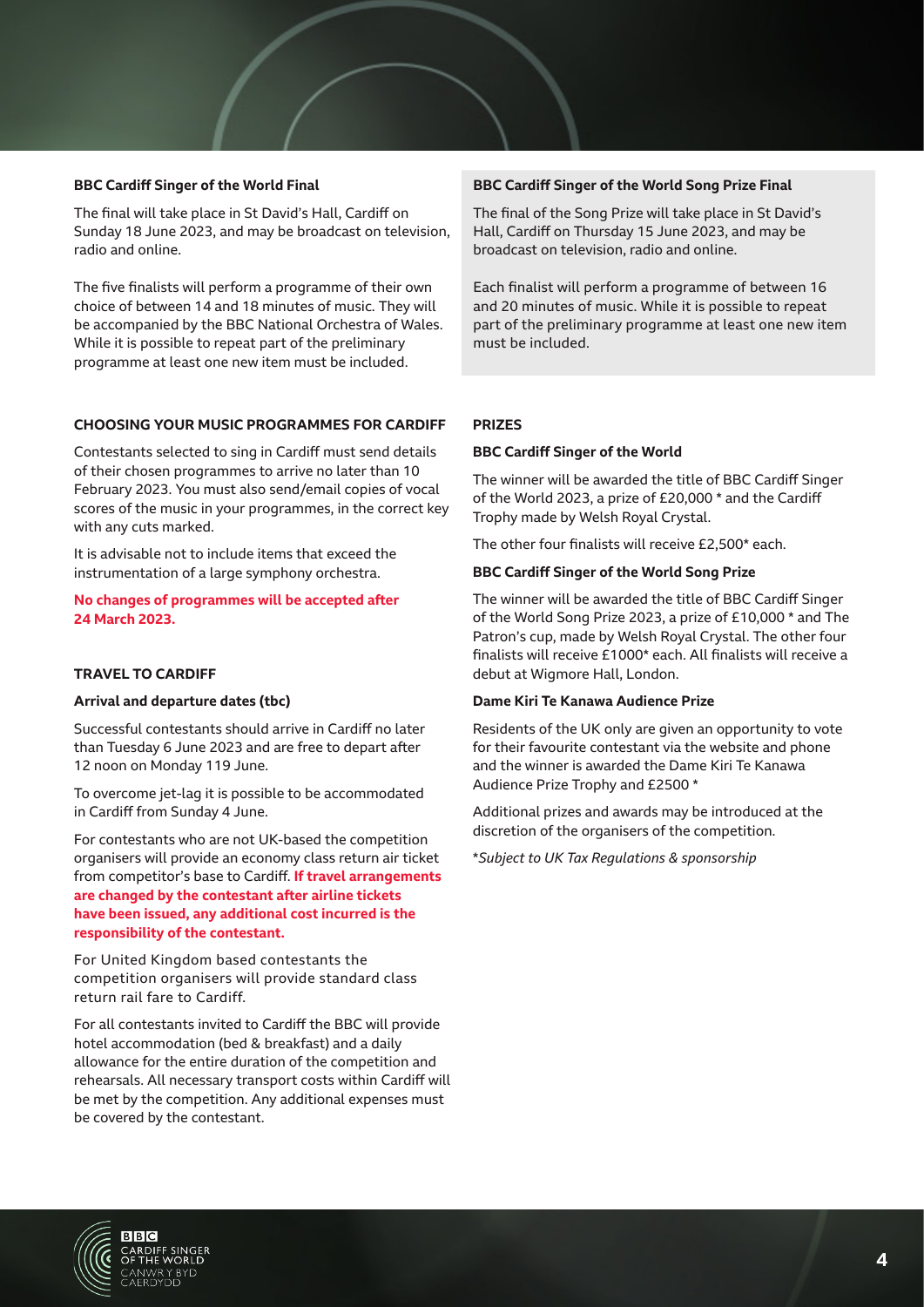### BBC Cardiff Singer of the World Final

The final will take place in St David's Hall, Cardiff on Sunday 18 June 2023, and may be broadcast on television, radio and online.

The five finalists will perform a programme of their own choice of between 14 and 18 minutes of music. They will be accompanied by the BBC National Orchestra of Wales. While it is possible to repeat part of the preliminary programme at least one new item must be included.

### BBC Cardiff Singer of the World Song Prize Final

The final of the Song Prize will take place in St David's Hall, Cardiff on Thursday 15 June 2023, and may be broadcast on television, radio and online.

Each finalist will perform a programme of between 16 and 20 minutes of music. While it is possible to repeat part of the preliminary programme at least one new item must be included.

## CHOOSING YOUR MUSIC PROGRAMMES FOR CARDIFF

Contestants selected to sing in Cardiff must send details of their chosen programmes to arrive no later than 10 February 2023. You must also send/email copies of vocal scores of the music in your programmes, in the correct key with any cuts marked.

It is advisable not to include items that exceed the instrumentation of a large symphony orchestra.

**No changes of programmes will be accepted after 24 March 2023.**

## TRAVEL TO CARDIFF

### Arrival and departure dates (tbc)

Successful contestants should arrive in Cardiff no later than Tuesday 6 June 2023 and are free to depart after 12 noon on Monday 119 June.

To overcome jet-lag it is possible to be accommodated in Cardiff from Sunday 4 June.

For contestants who are not UK-based the competition organisers will provide an economy class return air ticket from competitor's base to Cardiff. **If travel arrangements are changed by the contestant after airline tickets have been issued, any additional cost incurred is the responsibility of the contestant.**

For United Kingdom based contestants the competition organisers will provide standard class return rail fare to Cardiff.

For all contestants invited to Cardiff the BBC will provide hotel accommodation (bed & breakfast) and a daily allowance for the entire duration of the competition and rehearsals. All necessary transport costs within Cardiff will be met by the competition. Any additional expenses must be covered by the contestant.

## PRIZES

### BBC Cardiff Singer of the World

The winner will be awarded the title of BBC Cardiff Singer of the World 2023, a prize of £20,000 * and the Cardiff Trophy made by Welsh Royal Crystal.

The other four finalists will receive £2,500* each.

### BBC Cardiff Singer of the World Song Prize

The winner will be awarded the title of BBC Cardiff Singer of the World Song Prize 2023, a prize of £10,000 * and The Patron's cup, made by Welsh Royal Crystal. The other four finalists will receive £1000* each. All finalists will receive a debut at Wigmore Hall, London.

### Dame Kiri Te Kanawa Audience Prize

Residents of the UK only are given an opportunity to vote for their favourite contestant via the website and phone and the winner is awarded the Dame Kiri Te Kanawa Audience Prize Trophy and £2500 *

Additional prizes and awards may be introduced at the discretion of the organisers of the competition.

**Subject to UK Tax Regulations & sponsorship*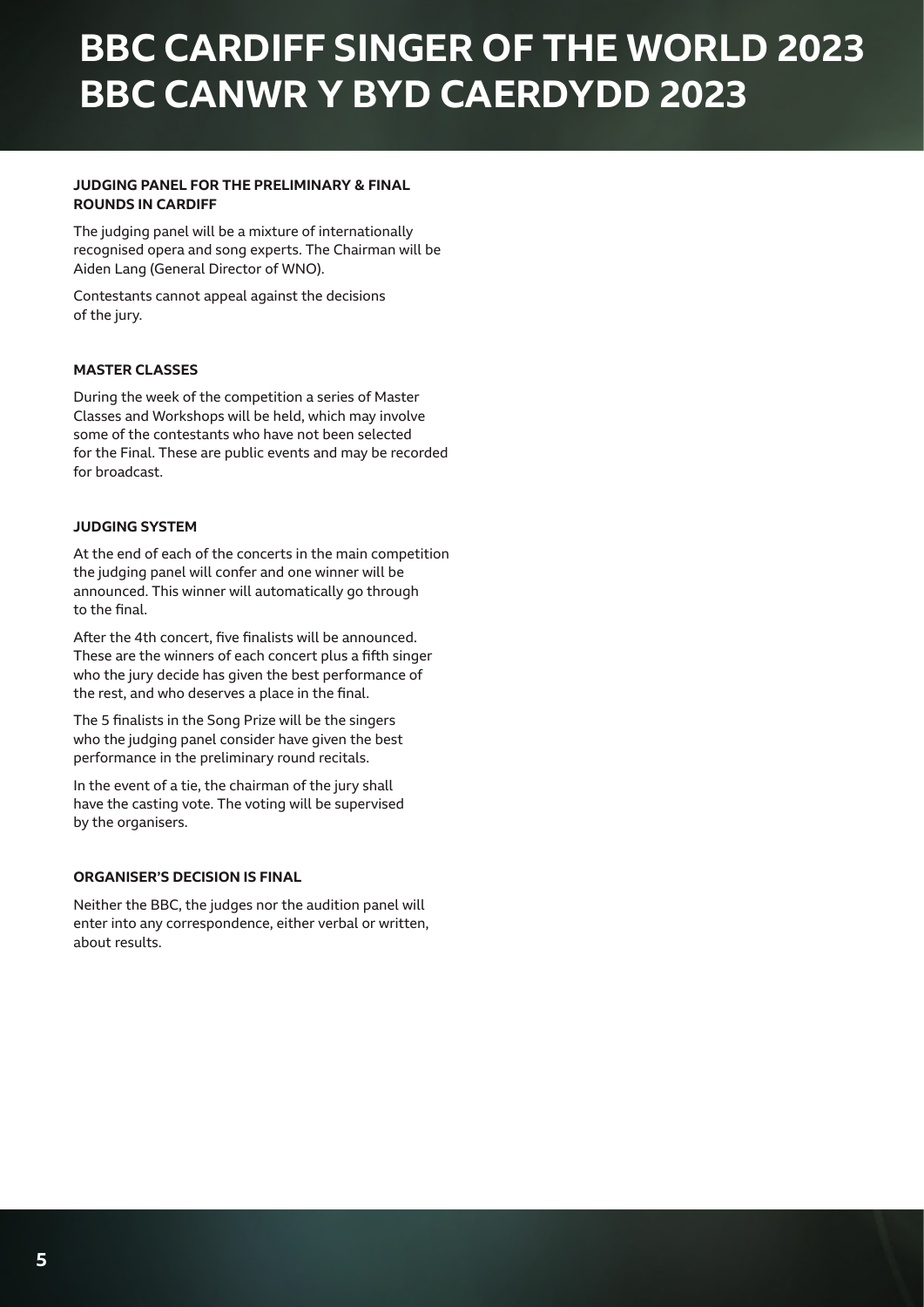# BBC CARDIFF SINGER OF THE WORLD 2023
# BBC CANWR Y BYD CAERDYDD 2023

### JUDGING PANEL FOR THE PRELIMINARY & FINAL ROUNDS IN CARDIFF

The judging panel will be a mixture of internationally recognised opera and song experts. The Chairman will be Aiden Lang (General Director of WNO).

Contestants cannot appeal against the decisions of the jury.

### MASTER CLASSES

During the week of the competition a series of Master Classes and Workshops will be held, which may involve some of the contestants who have not been selected for the Final. These are public events and may be recorded for broadcast.

### JUDGING SYSTEM

At the end of each of the concerts in the main competition the judging panel will confer and one winner will be announced. This winner will automatically go through to the final.

After the 4th concert, five finalists will be announced. These are the winners of each concert plus a fifth singer who the jury decide has given the best performance of the rest, and who deserves a place in the final.

The 5 finalists in the Song Prize will be the singers who the judging panel consider have given the best performance in the preliminary round recitals.

In the event of a tie, the chairman of the jury shall have the casting vote. The voting will be supervised by the organisers.

### ORGANISER'S DECISION IS FINAL

Neither the BBC, the judges nor the audition panel will enter into any correspondence, either verbal or written, about results.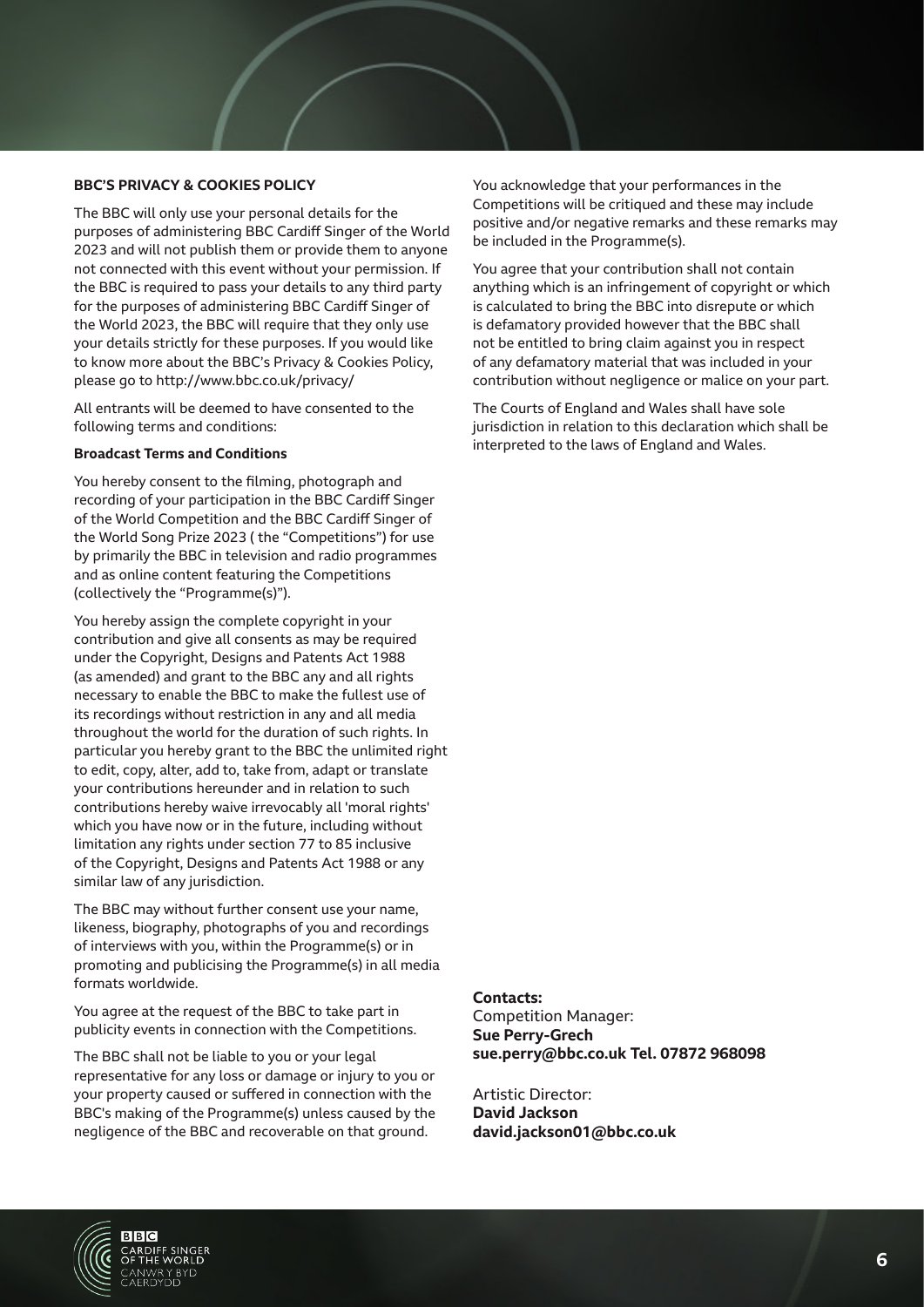**BBC'S PRIVACY & COOKIES POLICY**

The BBC will only use your personal details for the purposes of administering BBC Cardiff Singer of the World 2023 and will not publish them or provide them to anyone not connected with this event without your permission. If the BBC is required to pass your details to any third party for the purposes of administering BBC Cardiff Singer of the World 2023, the BBC will require that they only use your details strictly for these purposes. If you would like to know more about the BBC's Privacy & Cookies Policy, please go to http://www.bbc.co.uk/privacy/

All entrants will be deemed to have consented to the following terms and conditions:

**Broadcast Terms and Conditions**

You hereby consent to the filming, photograph and recording of your participation in the BBC Cardiff Singer of the World Competition and the BBC Cardiff Singer of the World Song Prize 2023 ( the "Competitions") for use by primarily the BBC in television and radio programmes and as online content featuring the Competitions (collectively the "Programme(s)").

You hereby assign the complete copyright in your contribution and give all consents as may be required under the Copyright, Designs and Patents Act 1988 (as amended) and grant to the BBC any and all rights necessary to enable the BBC to make the fullest use of its recordings without restriction in any and all media throughout the world for the duration of such rights. In particular you hereby grant to the BBC the unlimited right to edit, copy, alter, add to, take from, adapt or translate your contributions hereunder and in relation to such contributions hereby waive irrevocably all 'moral rights' which you have now or in the future, including without limitation any rights under section 77 to 85 inclusive of the Copyright, Designs and Patents Act 1988 or any similar law of any jurisdiction.

The BBC may without further consent use your name, likeness, biography, photographs of you and recordings of interviews with you, within the Programme(s) or in promoting and publicising the Programme(s) in all media formats worldwide.

You agree at the request of the BBC to take part in publicity events in connection with the Competitions.

The BBC shall not be liable to you or your legal representative for any loss or damage or injury to you or your property caused or suffered in connection with the BBC's making of the Programme(s) unless caused by the negligence of the BBC and recoverable on that ground.

You acknowledge that your performances in the Competitions will be critiqued and these may include positive and/or negative remarks and these remarks may be included in the Programme(s).

You agree that your contribution shall not contain anything which is an infringement of copyright or which is calculated to bring the BBC into disrepute or which is defamatory provided however that the BBC shall not be entitled to bring claim against you in respect of any defamatory material that was included in your contribution without negligence or malice on your part.

The Courts of England and Wales shall have sole jurisdiction in relation to this declaration which shall be interpreted to the laws of England and Wales.

**Contacts:**
Competition Manager:
**Sue Perry-Grech**
**sue.perry@bbc.co.uk Tel. 07872 968098**

Artistic Director:
**David Jackson**
**david.jackson01@bbc.co.uk**